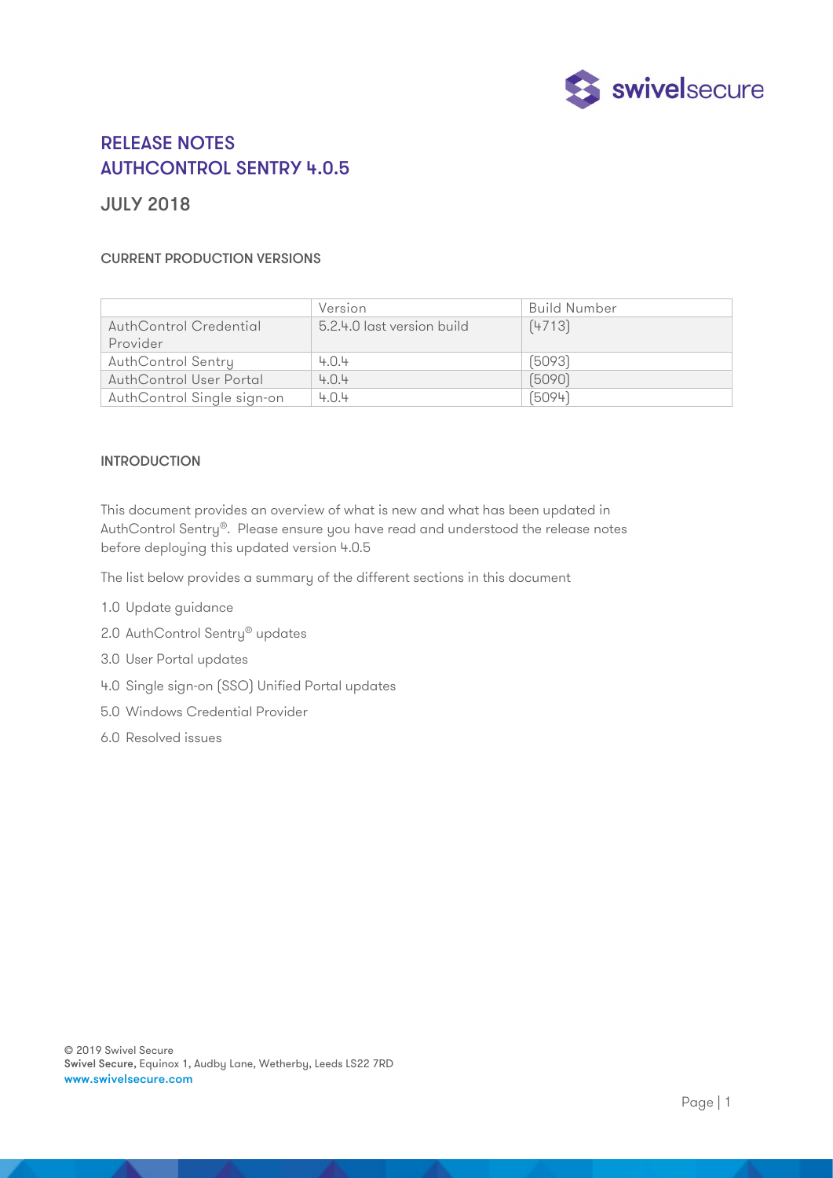# RELEASE NOTES
# AUTHCONTROL SENTRY 4.0.5

## JULY 2018

### CURRENT PRODUCTION VERSIONS

| | Version | Build Number |
|---|---|---|
| AuthControl Credential Provider | 5.2.4.0 last version build | (4713) |
| AuthControl Sentry | 4.0.4 | (5093) |
| AuthControl User Portal | 4.0.4 | (5090) |
| AuthControl Single sign-on | 4.0.4 | (5094) |

### INTRODUCTION

This document provides an overview of what is new and what has been updated in AuthControl Sentry®. Please ensure you have read and understood the release notes before deploying this updated version 4.0.5

The list below provides a summary of the different sections in this document

1.0 Update guidance

2.0 AuthControl Sentry® updates

3.0 User Portal updates

4.0 Single sign-on (SSO) Unified Portal updates

5.0 Windows Credential Provider

6.0 Resolved issues

© 2019 Swivel Secure
Swivel Secure, Equinox 1, Audby Lane, Wetherby, Leeds LS22 7RD
www.swivelsecure.com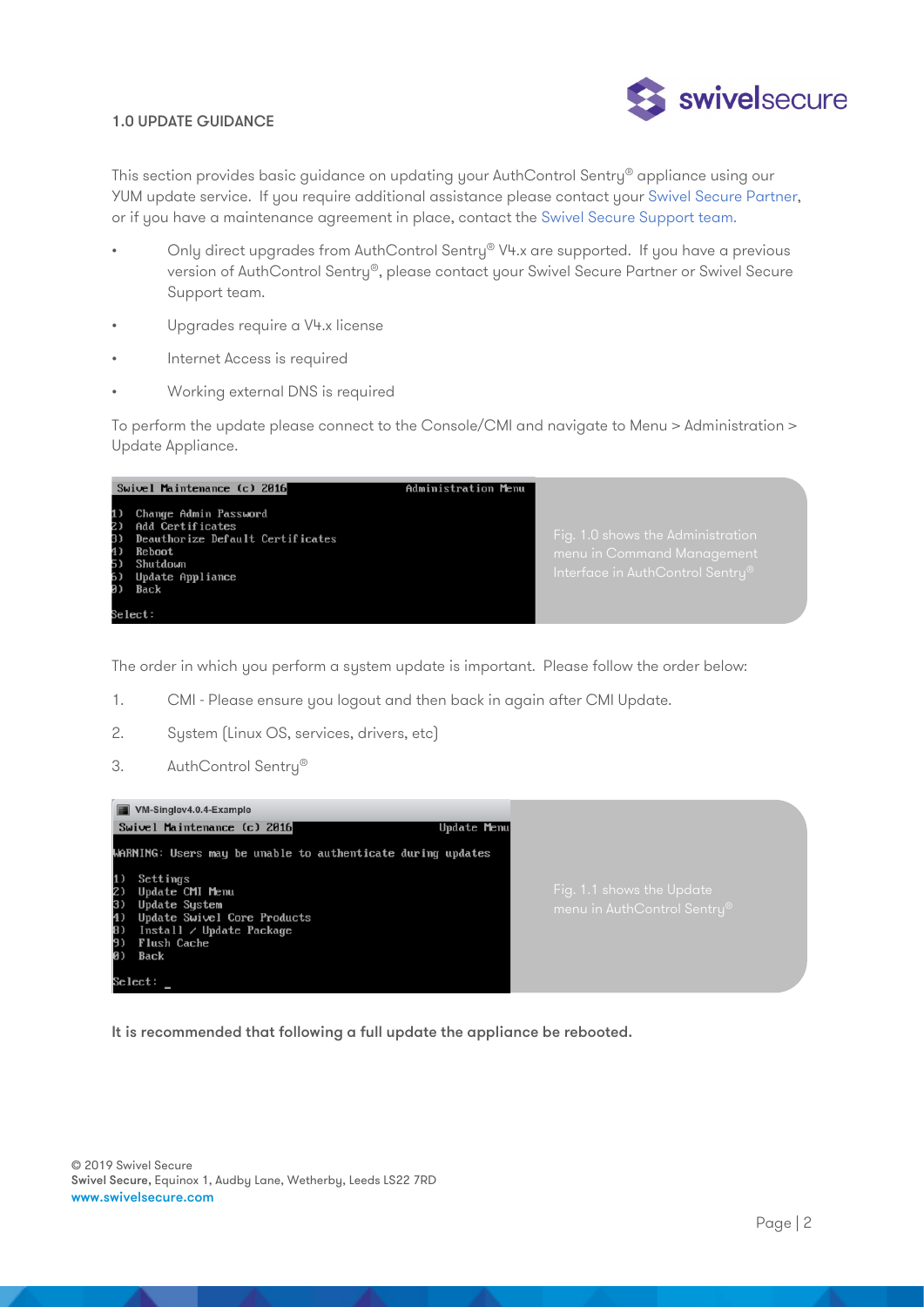## 1.0 UPDATE GUIDANCE

This section provides basic guidance on updating your AuthControl Sentry® appliance using our YUM update service. If you require additional assistance please contact your Swivel Secure Partner, or if you have a maintenance agreement in place, contact the Swivel Secure Support team.

- Only direct upgrades from AuthControl Sentry® V4.x are supported. If you have a previous version of AuthControl Sentry®, please contact your Swivel Secure Partner or Swivel Secure Support team.
- Upgrades require a V4.x license
- Internet Access is required
- Working external DNS is required

To perform the update please connect to the Console/CMI and navigate to Menu > Administration > Update Appliance.

```
Swivel Maintenance (c) 2016                    Administration Menu

1)  Change Admin Password
2)  Add Certificates
3)  Deauthorize Default Certificates
4)  Reboot
5)  Shutdown
6)  Update Appliance
0)  Back

Select:
```

Fig. 1.0 shows the Administration menu in Command Management Interface in AuthControl Sentry®

The order in which you perform a system update is important. Please follow the order below:

1. CMI - Please ensure you logout and then back in again after CMI Update.
2. System (Linux OS, services, drivers, etc)
3. AuthControl Sentry®

```
VM-Singlev4.0.4-Example
Swivel Maintenance (c) 2016                    Update Menu

WARNING: Users may be unable to authenticate during updates

1)  Settings
2)  Update CMI Menu
3)  Update System
4)  Update Swivel Core Products
8)  Install / Update Package
9)  Flush Cache
0)  Back

Select: _
```

Fig. 1.1 shows the Update menu in AuthControl Sentry®

**It is recommended that following a full update the appliance be rebooted.**

© 2019 Swivel Secure
Swivel Secure, Equinox 1, Audby Lane, Wetherby, Leeds LS22 7RD
www.swivelsecure.com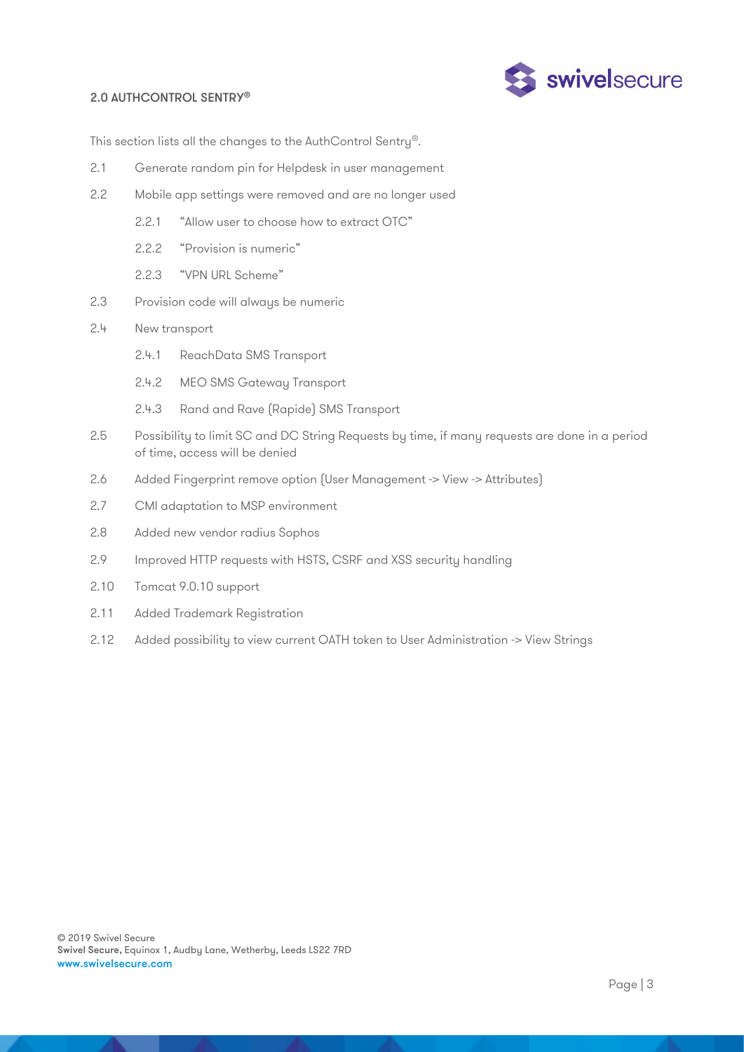## 2.0 AUTHCONTROL SENTRY®

This section lists all the changes to the AuthControl Sentry®.

- 2.1 Generate random pin for Helpdesk in user management
- 2.2 Mobile app settings were removed and are no longer used
  - 2.2.1 "Allow user to choose how to extract OTC"
  - 2.2.2 "Provision is numeric"
  - 2.2.3 "VPN URL Scheme"
- 2.3 Provision code will always be numeric
- 2.4 New transport
  - 2.4.1 ReachData SMS Transport
  - 2.4.2 MEO SMS Gateway Transport
  - 2.4.3 Rand and Rave (Rapide) SMS Transport
- 2.5 Possibility to limit SC and DC String Requests by time, if many requests are done in a period of time, access will be denied
- 2.6 Added Fingerprint remove option (User Management -> View -> Attributes)
- 2.7 CMI adaptation to MSP environment
- 2.8 Added new vendor radius Sophos
- 2.9 Improved HTTP requests with HSTS, CSRF and XSS security handling
- 2.10 Tomcat 9.0.10 support
- 2.11 Added Trademark Registration
- 2.12 Added possibility to view current OATH token to User Administration -> View Strings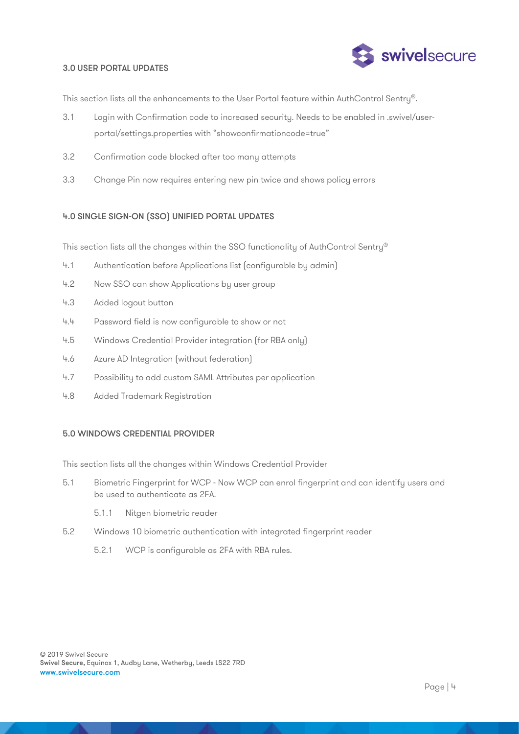## 3.0 USER PORTAL UPDATES

This section lists all the enhancements to the User Portal feature within AuthControl Sentry®.

3.1 Login with Confirmation code to increased security. Needs to be enabled in .swivel/user-portal/settings.properties with "showconfirmationcode=true"

3.2 Confirmation code blocked after too many attempts

3.3 Change Pin now requires entering new pin twice and shows policy errors

## 4.0 SINGLE SIGN-ON (SSO) UNIFIED PORTAL UPDATES

This section lists all the changes within the SSO functionality of AuthControl Sentry®

4.1 Authentication before Applications list (configurable by admin)

4.2 Now SSO can show Applications by user group

4.3 Added logout button

4.4 Password field is now configurable to show or not

4.5 Windows Credential Provider integration (for RBA only)

4.6 Azure AD Integration (without federation)

4.7 Possibility to add custom SAML Attributes per application

4.8 Added Trademark Registration

## 5.0 WINDOWS CREDENTIAL PROVIDER

This section lists all the changes within Windows Credential Provider

5.1 Biometric Fingerprint for WCP - Now WCP can enrol fingerprint and can identify users and be used to authenticate as 2FA.

  5.1.1 Nitgen biometric reader

5.2 Windows 10 biometric authentication with integrated fingerprint reader

  5.2.1 WCP is configurable as 2FA with RBA rules.

© 2019 Swivel Secure
**Swivel Secure**, Equinox 1, Audby Lane, Wetherby, Leeds LS22 7RD
www.swivelsecure.com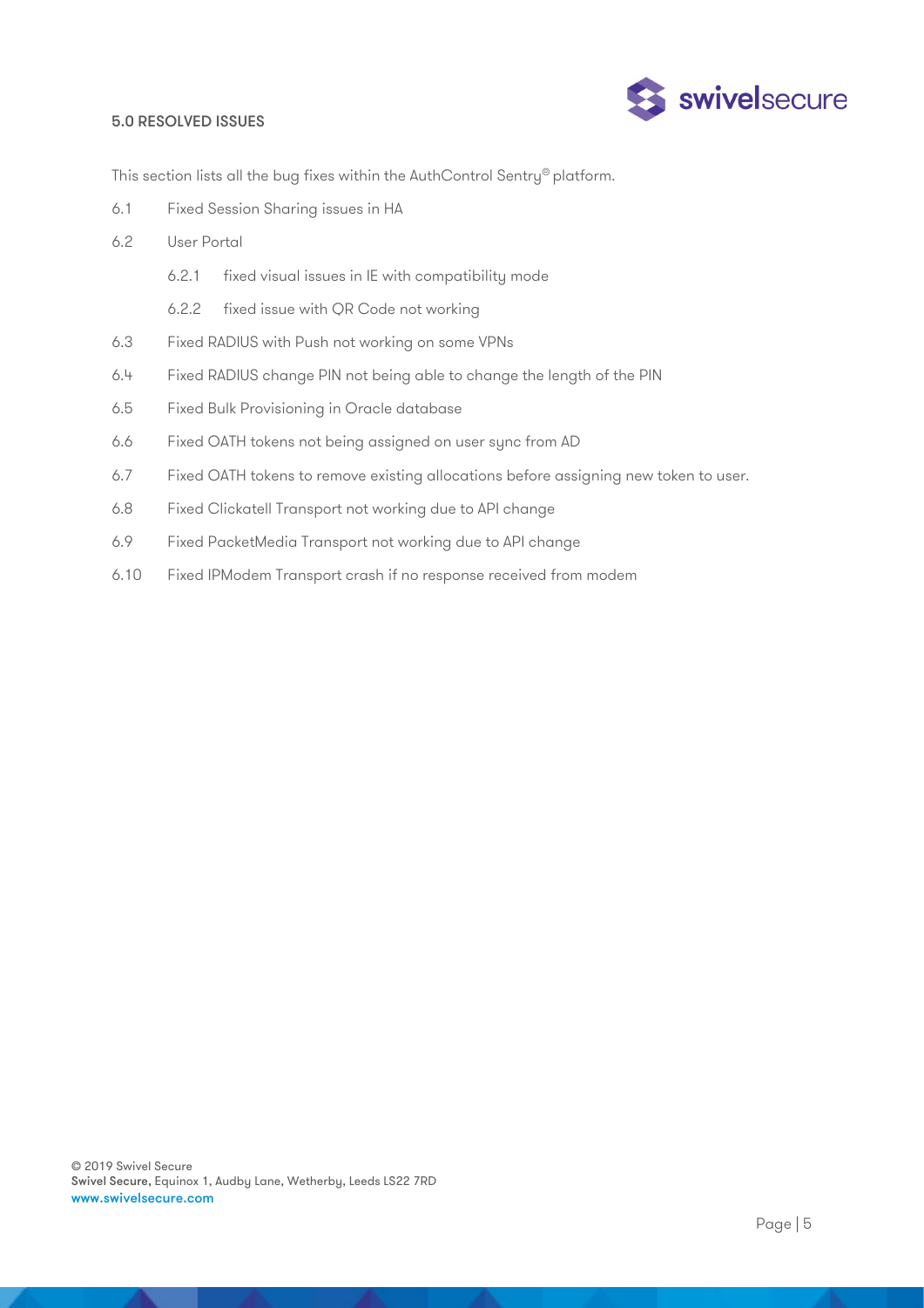## 5.0 RESOLVED ISSUES

This section lists all the bug fixes within the AuthControl Sentry® platform.

6.1 Fixed Session Sharing issues in HA

6.2 User Portal

   6.2.1 fixed visual issues in IE with compatibility mode

   6.2.2 fixed issue with QR Code not working

6.3 Fixed RADIUS with Push not working on some VPNs

6.4 Fixed RADIUS change PIN not being able to change the length of the PIN

6.5 Fixed Bulk Provisioning in Oracle database

6.6 Fixed OATH tokens not being assigned on user sync from AD

6.7 Fixed OATH tokens to remove existing allocations before assigning new token to user.

6.8 Fixed Clickatell Transport not working due to API change

6.9 Fixed PacketMedia Transport not working due to API change

6.10 Fixed IPModem Transport crash if no response received from modem

© 2019 Swivel Secure
**Swivel Secure**, Equinox 1, Audby Lane, Wetherby, Leeds LS22 7RD
www.swivelsecure.com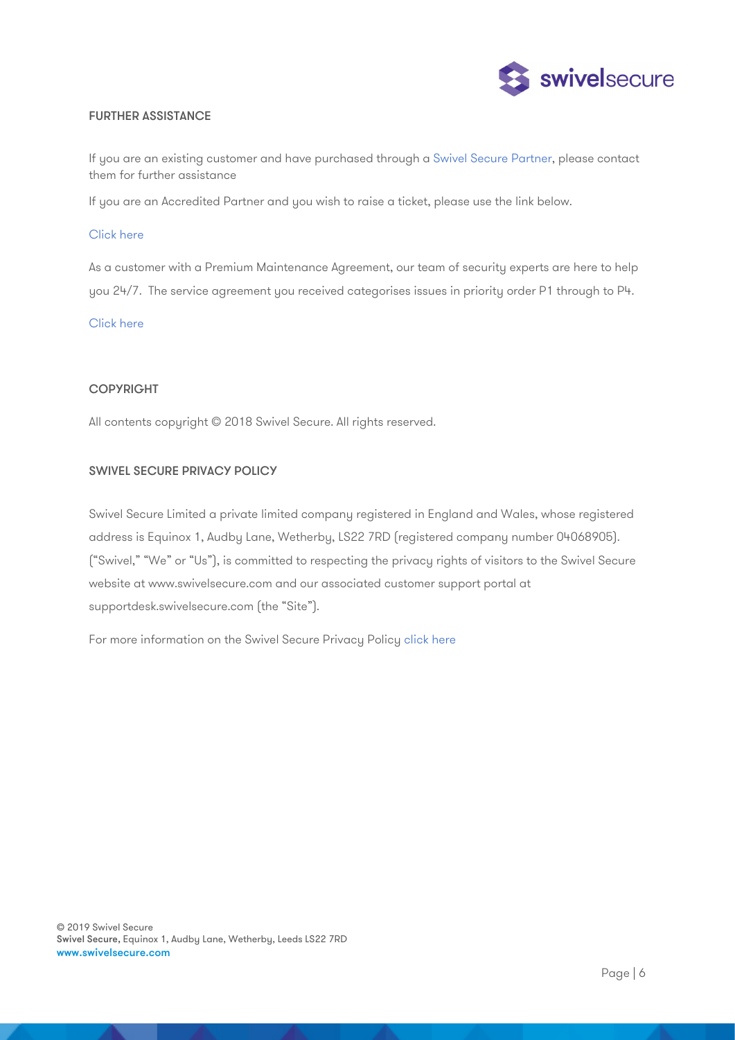## FURTHER ASSISTANCE

If you are an existing customer and have purchased through a Swivel Secure Partner, please contact them for further assistance

If you are an Accredited Partner and you wish to raise a ticket, please use the link below.

Click here

As a customer with a Premium Maintenance Agreement, our team of security experts are here to help you 24/7. The service agreement you received categorises issues in priority order P1 through to P4.

Click here

## COPYRIGHT

All contents copyright © 2018 Swivel Secure. All rights reserved.

## SWIVEL SECURE PRIVACY POLICY

Swivel Secure Limited a private limited company registered in England and Wales, whose registered address is Equinox 1, Audby Lane, Wetherby, LS22 7RD (registered company number 04068905). ("Swivel," "We" or "Us"), is committed to respecting the privacy rights of visitors to the Swivel Secure website at www.swivelsecure.com and our associated customer support portal at supportdesk.swivelsecure.com (the "Site").

For more information on the Swivel Secure Privacy Policy click here